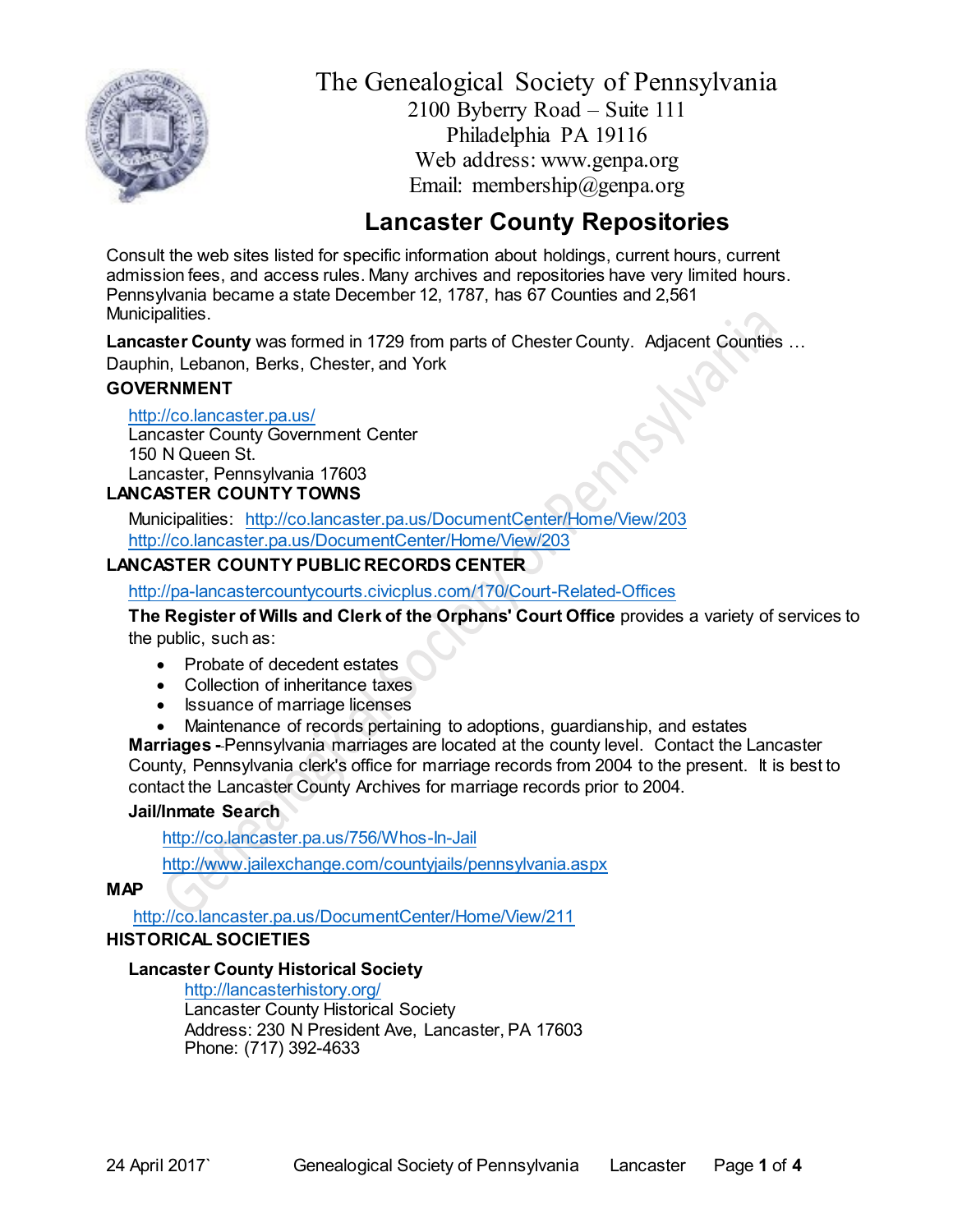# The Genealogical Society of Pennsylvania

2100 Byberry Road – Suite 111
Philadelphia PA 19116
Web address: www.genpa.org
Email: membership@genpa.org

## Lancaster County Repositories

Consult the web sites listed for specific information about holdings, current hours, current admission fees, and access rules. Many archives and repositories have very limited hours. Pennsylvania became a state December 12, 1787, has 67 Counties and 2,561 Municipalities.

**Lancaster County** was formed in 1729 from parts of Chester County. Adjacent Counties … Dauphin, Lebanon, Berks, Chester, and York

### GOVERNMENT

http://co.lancaster.pa.us/
Lancaster County Government Center
150 N Queen St.
Lancaster, Pennsylvania 17603

### LANCASTER COUNTY TOWNS

Municipalities: http://co.lancaster.pa.us/DocumentCenter/Home/View/203
http://co.lancaster.pa.us/DocumentCenter/Home/View/203

### LANCASTER COUNTY PUBLIC RECORDS CENTER

http://pa-lancastercountycourts.civicplus.com/170/Court-Related-Offices

**The Register of Wills and Clerk of the Orphans' Court Office** provides a variety of services to the public, such as:

- Probate of decedent estates
- Collection of inheritance taxes
- Issuance of marriage licenses
- Maintenance of records pertaining to adoptions, guardianship, and estates

**Marriages -** Pennsylvania marriages are located at the county level. Contact the Lancaster County, Pennsylvania clerk's office for marriage records from 2004 to the present. It is best to contact the Lancaster County Archives for marriage records prior to 2004.

**Jail/Inmate Search**

http://co.lancaster.pa.us/756/Whos-In-Jail

http://www.jailexchange.com/countyjails/pennsylvania.aspx

### MAP

http://co.lancaster.pa.us/DocumentCenter/Home/View/211

### HISTORICAL SOCIETIES

**Lancaster County Historical Society**

http://lancasterhistory.org/
Lancaster County Historical Society
Address: 230 N President Ave, Lancaster, PA 17603
Phone: (717) 392-4633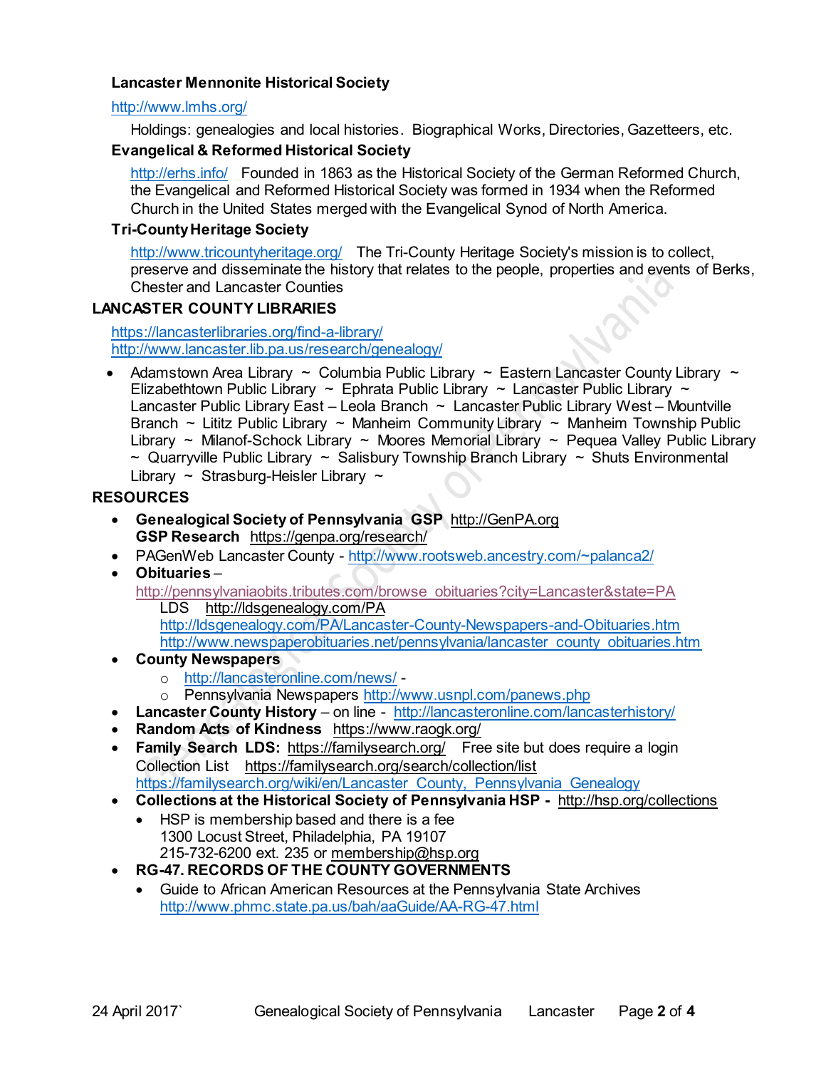**Lancaster Mennonite Historical Society**

http://www.lmhs.org/

Holdings: genealogies and local histories. Biographical Works, Directories, Gazetteers, etc.

**Evangelical & Reformed Historical Society**

http://erhs.info/ Founded in 1863 as the Historical Society of the German Reformed Church, the Evangelical and Reformed Historical Society was formed in 1934 when the Reformed Church in the United States merged with the Evangelical Synod of North America.

**Tri-County Heritage Society**

http://www.tricountyheritage.org/ The Tri-County Heritage Society's mission is to collect, preserve and disseminate the history that relates to the people, properties and events of Berks, Chester and Lancaster Counties

## LANCASTER COUNTY LIBRARIES

https://lancasterlibraries.org/find-a-library/
http://www.lancaster.lib.pa.us/research/genealogy/

- Adamstown Area Library ~ Columbia Public Library ~ Eastern Lancaster County Library ~ Elizabethtown Public Library ~ Ephrata Public Library ~ Lancaster Public Library ~ Lancaster Public Library East – Leola Branch ~ Lancaster Public Library West – Mountville Branch ~ Lititz Public Library ~ Manheim Community Library ~ Manheim Township Public Library ~ Milanof-Schock Library ~ Moores Memorial Library ~ Pequea Valley Public Library ~ Quarryville Public Library ~ Salisbury Township Branch Library ~ Shuts Environmental Library ~ Strasburg-Heisler Library ~

## RESOURCES

- **Genealogical Society of Pennsylvania GSP** http://GenPA.org
  **GSP Research** https://genpa.org/research/
- PAGenWeb Lancaster County - http://www.rootsweb.ancestry.com/~palanca2/
- **Obituaries** –
  http://pennsylvaniaobits.tributes.com/browse_obituaries?city=Lancaster&state=PA
  LDS http://ldsgenealogy.com/PA
  http://ldsgenealogy.com/PA/Lancaster-County-Newspapers-and-Obituaries.htm
  http://www.newspaperobituaries.net/pennsylvania/lancaster_county_obituaries.htm
- **County Newspapers**
  - http://lancasteronline.com/news/ -
  - Pennsylvania Newspapers http://www.usnpl.com/panews.php
- **Lancaster County History** – on line - http://lancasteronline.com/lancasterhistory/
- **Random Acts of Kindness** https://www.raogk.org/
- **Family Search LDS:** https://familysearch.org/ Free site but does require a login
  Collection List https://familysearch.org/search/collection/list
  https://familysearch.org/wiki/en/Lancaster_County,_Pennsylvania_Genealogy
- **Collections at the Historical Society of Pennsylvania HSP -** http://hsp.org/collections
  - HSP is membership based and there is a fee
    1300 Locust Street, Philadelphia, PA 19107
    215-732-6200 ext. 235 or membership@hsp.org
- **RG-47. RECORDS OF THE COUNTY GOVERNMENTS**
  - Guide to African American Resources at the Pennsylvania State Archives
    http://www.phmc.state.pa.us/bah/aaGuide/AA-RG-47.html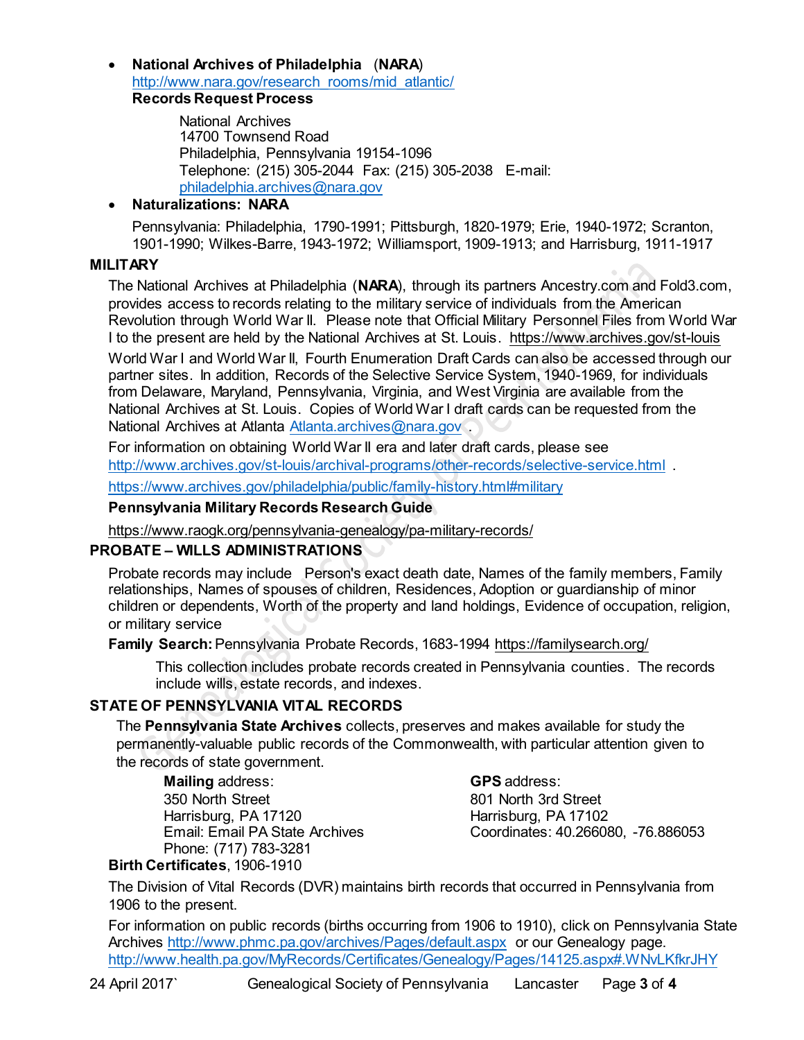- **National Archives of Philadelphia** (**NARA**)
  http://www.nara.gov/research_rooms/mid_atlantic/
  **Records Request Process**

  National Archives
  14700 Townsend Road
  Philadelphia, Pennsylvania 19154-1096
  Telephone: (215) 305-2044 Fax: (215) 305-2038 E-mail:
  philadelphia.archives@nara.gov

- **Naturalizations: NARA**

  Pennsylvania: Philadelphia, 1790-1991; Pittsburgh, 1820-1979; Erie, 1940-1972; Scranton, 1901-1990; Wilkes-Barre, 1943-1972; Williamsport, 1909-1913; and Harrisburg, 1911-1917

## MILITARY

The National Archives at Philadelphia (**NARA**), through its partners Ancestry.com and Fold3.com, provides access to records relating to the military service of individuals from the American Revolution through World War II. Please note that Official Military Personnel Files from World War I to the present are held by the National Archives at St. Louis. https://www.archives.gov/st-louis

World War I and World War II, Fourth Enumeration Draft Cards can also be accessed through our partner sites. In addition, Records of the Selective Service System, 1940-1969, for individuals from Delaware, Maryland, Pennsylvania, Virginia, and West Virginia are available from the National Archives at St. Louis. Copies of World War I draft cards can be requested from the National Archives at Atlanta Atlanta.archives@nara.gov .

For information on obtaining World War II era and later draft cards, please see http://www.archives.gov/st-louis/archival-programs/other-records/selective-service.html .

https://www.archives.gov/philadelphia/public/family-history.html#military

**Pennsylvania Military Records Research Guide**

https://www.raogk.org/pennsylvania-genealogy/pa-military-records/

## PROBATE – WILLS ADMINISTRATIONS

Probate records may include Person's exact death date, Names of the family members, Family relationships, Names of spouses of children, Residences, Adoption or guardianship of minor children or dependents, Worth of the property and land holdings, Evidence of occupation, religion, or military service

**Family Search:** Pennsylvania Probate Records, 1683-1994 https://familysearch.org/

This collection includes probate records created in Pennsylvania counties. The records include wills, estate records, and indexes.

## STATE OF PENNSYLVANIA VITAL RECORDS

The **Pennsylvania State Archives** collects, preserves and makes available for study the permanently-valuable public records of the Commonwealth, with particular attention given to the records of state government.

**Mailing** address:
350 North Street
Harrisburg, PA 17120
Email: Email PA State Archives
Phone: (717) 783-3281

**GPS** address:
801 North 3rd Street
Harrisburg, PA 17102
Coordinates: 40.266080, -76.886053

**Birth Certificates**, 1906-1910

The Division of Vital Records (DVR) maintains birth records that occurred in Pennsylvania from 1906 to the present.

For information on public records (births occurring from 1906 to 1910), click on Pennsylvania State Archives http://www.phmc.pa.gov/archives/Pages/default.aspx or our Genealogy page.
http://www.health.pa.gov/MyRecords/Certificates/Genealogy/Pages/14125.aspx#.WNvLKfkrJHY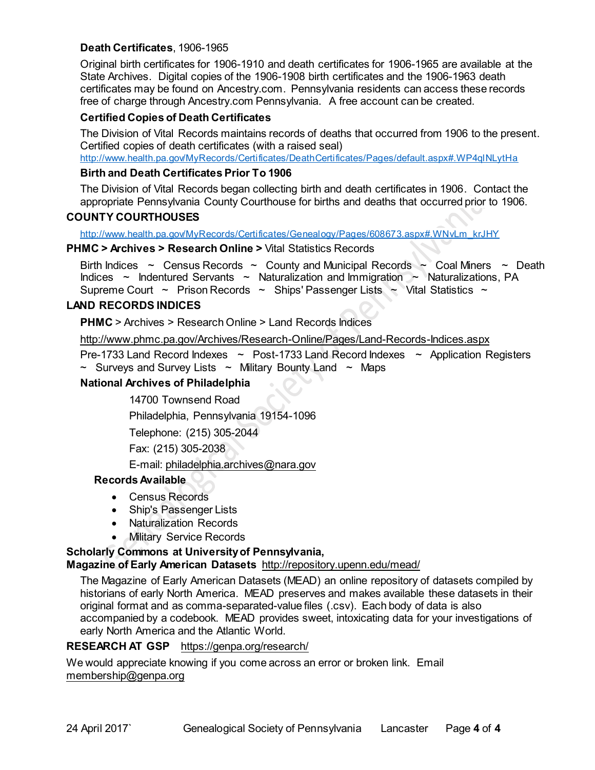**Death Certificates**, 1906-1965

Original birth certificates for 1906-1910 and death certificates for 1906-1965 are available at the State Archives. Digital copies of the 1906-1908 birth certificates and the 1906-1963 death certificates may be found on Ancestry.com. Pennsylvania residents can access these records free of charge through Ancestry.com Pennsylvania. A free account can be created.

**Certified Copies of Death Certificates**

The Division of Vital Records maintains records of deaths that occurred from 1906 to the present. Certified copies of death certificates (with a raised seal)
http://www.health.pa.gov/MyRecords/Certificates/DeathCertificates/Pages/default.aspx#.WP4qINLytHa

**Birth and Death Certificates Prior To 1906**

The Division of Vital Records began collecting birth and death certificates in 1906. Contact the appropriate Pennsylvania County Courthouse for births and deaths that occurred prior to 1906.

## COUNTY COURTHOUSES

http://www.health.pa.gov/MyRecords/Certificates/Genealogy/Pages/608673.aspx#.WNvLm_krJHY

**PHMC > Archives > Research Online >** Vital Statistics Records

Birth Indices ~ Census Records ~ County and Municipal Records ~ Coal Miners ~ Death Indices ~ Indentured Servants ~ Naturalization and Immigration ~ Naturalizations, PA Supreme Court ~ Prison Records ~ Ships' Passenger Lists ~ Vital Statistics ~

## LAND RECORDS INDICES

**PHMC** > Archives > Research Online > Land Records Indices

http://www.phmc.pa.gov/Archives/Research-Online/Pages/Land-Records-Indices.aspx

Pre-1733 Land Record Indexes ~ Post-1733 Land Record Indexes ~ Application Registers ~ Surveys and Survey Lists ~ Military Bounty Land ~ Maps

**National Archives of Philadelphia**

14700 Townsend Road
Philadelphia, Pennsylvania 19154-1096
Telephone: (215) 305-2044
Fax: (215) 305-2038
E-mail: philadelphia.archives@nara.gov

**Records Available**

- Census Records
- Ship's Passenger Lists
- Naturalization Records
- Military Service Records

**Scholarly Commons at University of Pennsylvania,**
**Magazine of Early American Datasets** http://repository.upenn.edu/mead/

The Magazine of Early American Datasets (MEAD) an online repository of datasets compiled by historians of early North America. MEAD preserves and makes available these datasets in their original format and as comma-separated-value files (.csv). Each body of data is also accompanied by a codebook. MEAD provides sweet, intoxicating data for your investigations of early North America and the Atlantic World.

**RESEARCH AT GSP** https://genpa.org/research/

We would appreciate knowing if you come across an error or broken link. Email membership@genpa.org